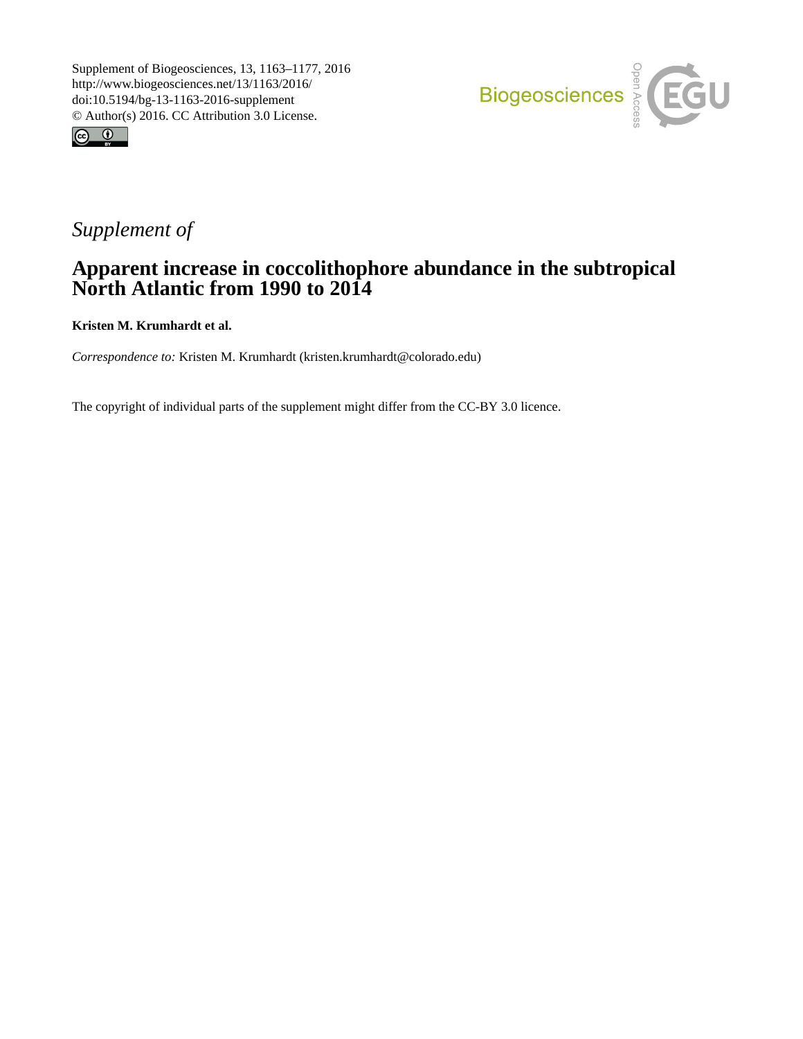Supplement of Biogeosciences, 13, 1163–1177, 2016
http://www.biogeosciences.net/13/1163/2016/
doi:10.5194/bg-13-1163-2016-supplement
© Author(s) 2016. CC Attribution 3.0 License.

*Supplement of*

# Apparent increase in coccolithophore abundance in the subtropical North Atlantic from 1990 to 2014

**Kristen M. Krumhardt et al.**

*Correspondence to:* Kristen M. Krumhardt (kristen.krumhardt@colorado.edu)

The copyright of individual parts of the supplement might differ from the CC-BY 3.0 licence.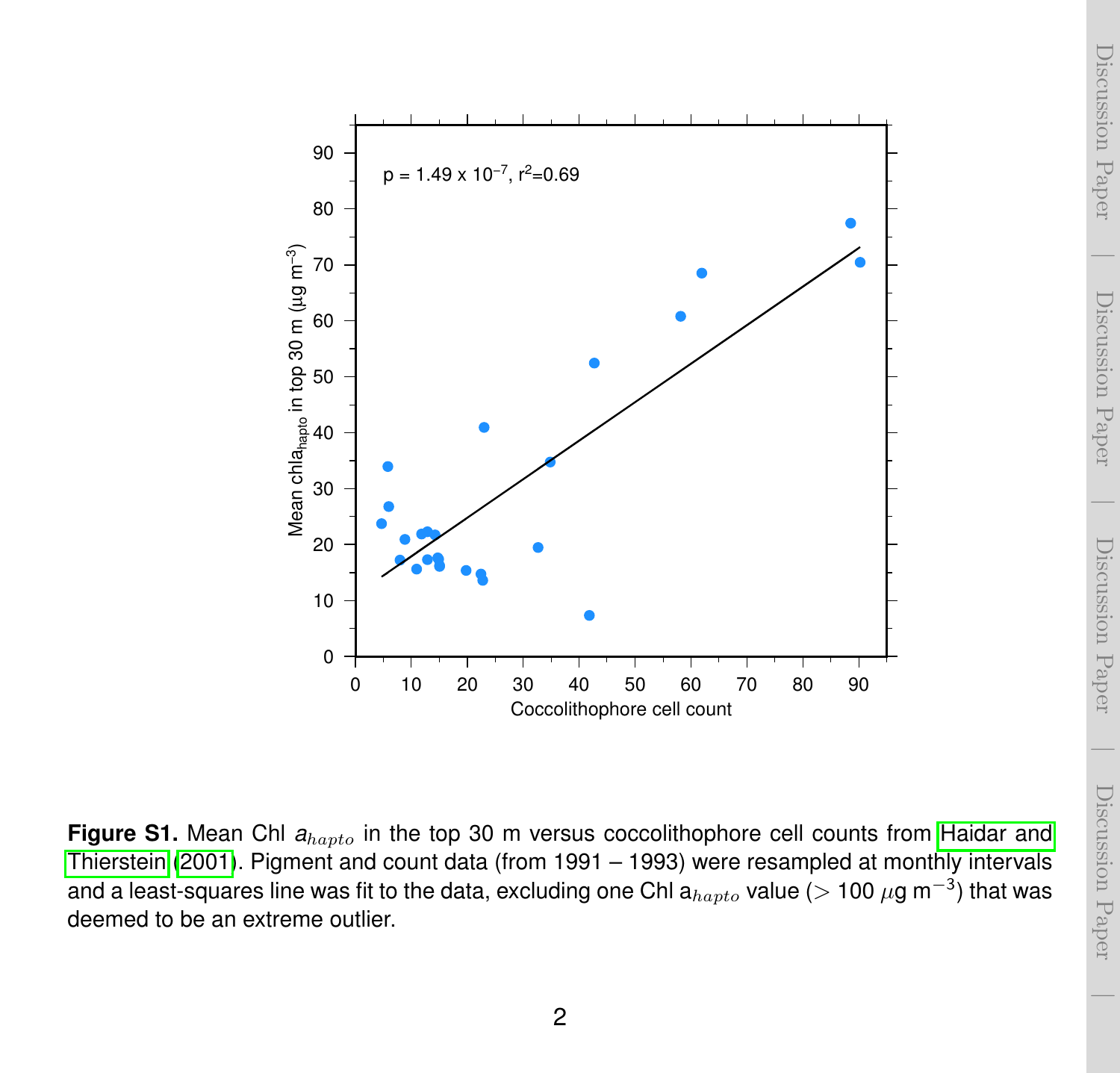**Figure S1.** Mean Chl $a_{hapto}$ in the top 30 m versus coccolithophore cell counts from Haidar and Thierstein (2001). Pigment and count data (from 1991 – 1993) were resampled at monthly intervals and a least-squares line was fit to the data, excluding one Chl $a_{hapto}$ value ($> 100$ $\mu$g m$^{-3}$) that was deemed to be an extreme outlier.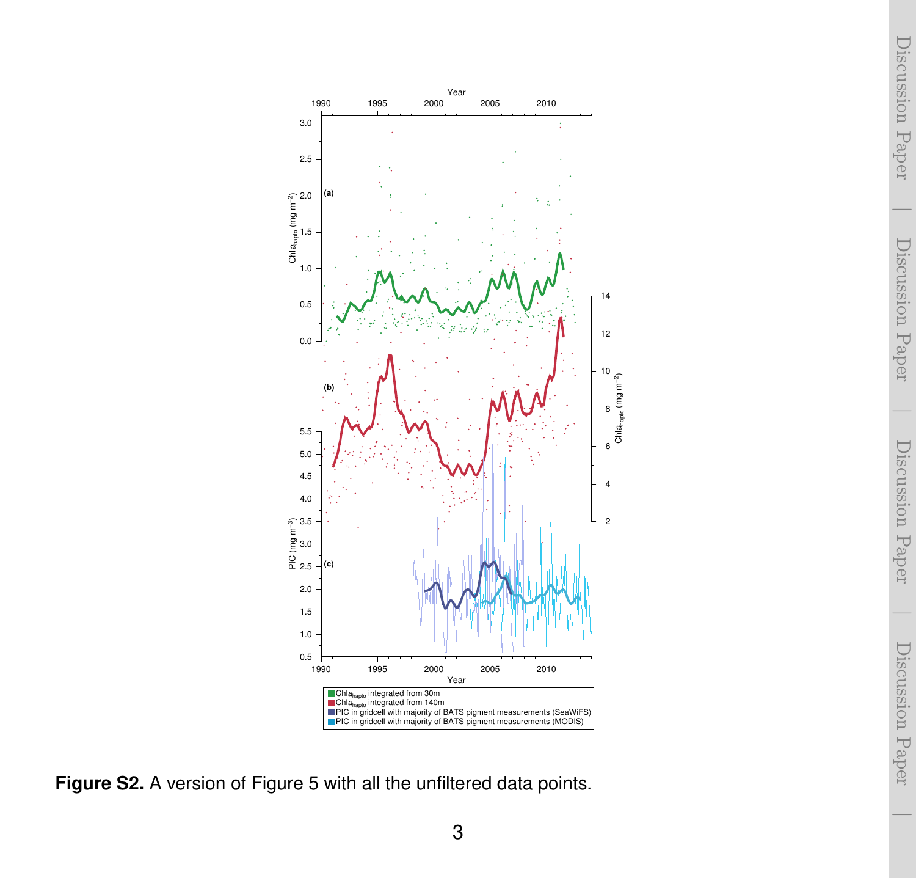**Figure S2.** A version of Figure 5 with all the unfiltered data points.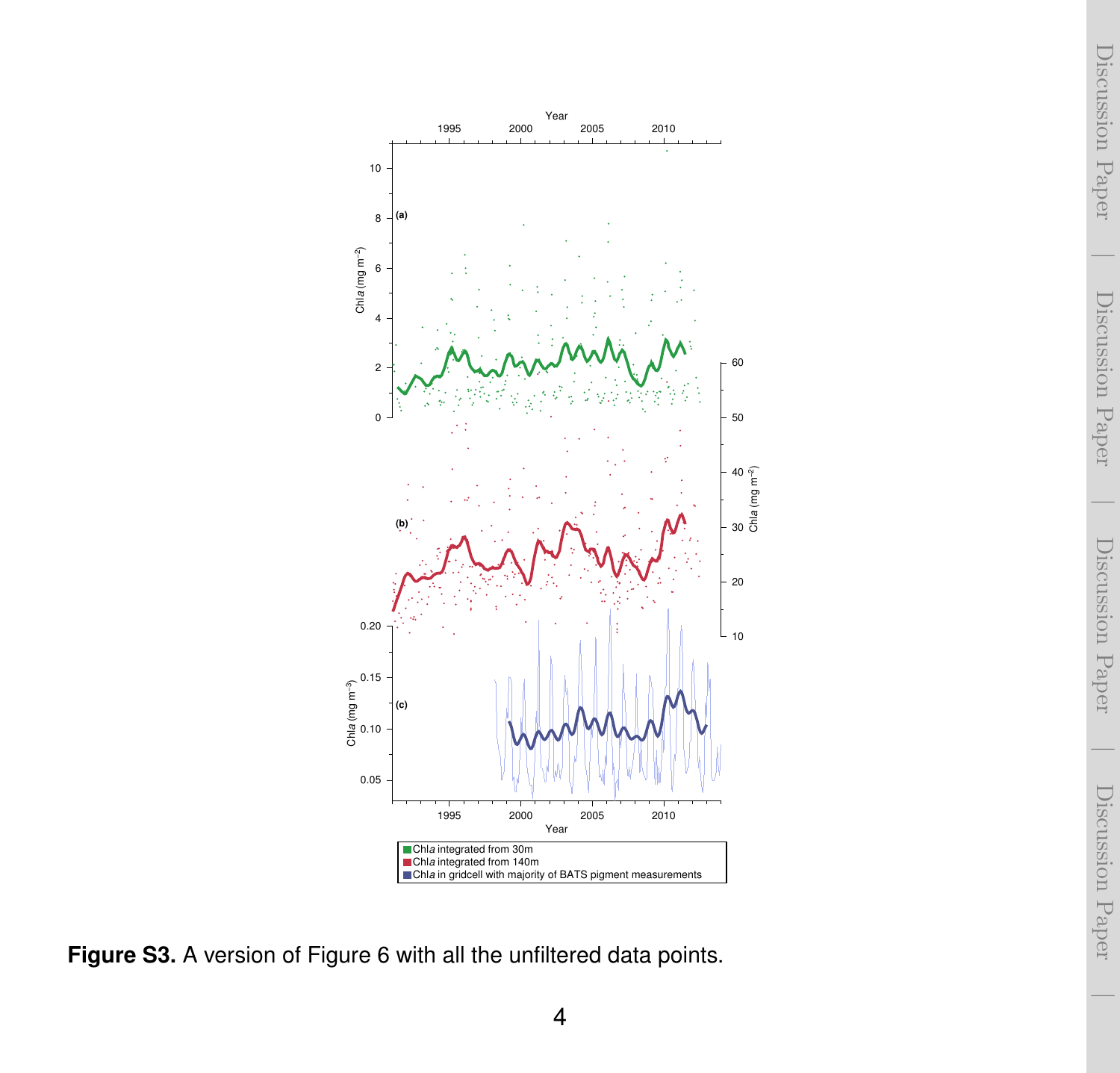**Figure S3.** A version of Figure 6 with all the unfiltered data points.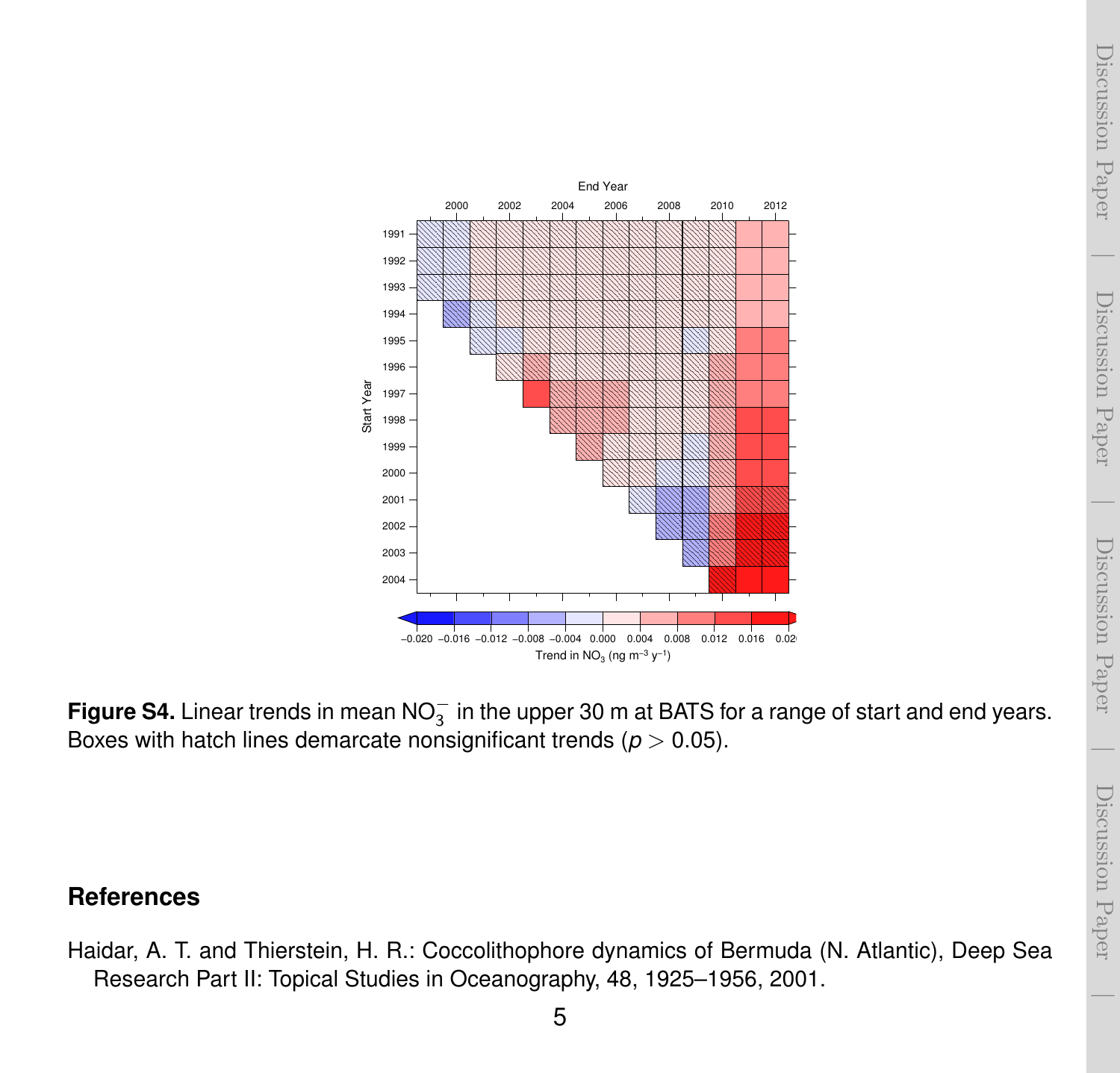End Year

2000 2002 2004 2006 2008 2010 2012

Start Year

1991 1992 1993 1994 1995 1996 1997 1998 1999 2000 2001 2002 2003 2004

−0.020 −0.016 −0.012 −0.008 −0.004 0.000 0.004 0.008 0.012 0.016 0.020

Trend in $NO_3$ (ng $m^{-3}$ $y^{-1}$)

**Figure S4.** Linear trends in mean $NO_3^-$ in the upper 30 m at BATS for a range of start and end years. Boxes with hatch lines demarcate nonsignificant trends ($p > 0.05$).

## References

Haidar, A. T. and Thierstein, H. R.: Coccolithophore dynamics of Bermuda (N. Atlantic), Deep Sea Research Part II: Topical Studies in Oceanography, 48, 1925–1956, 2001.